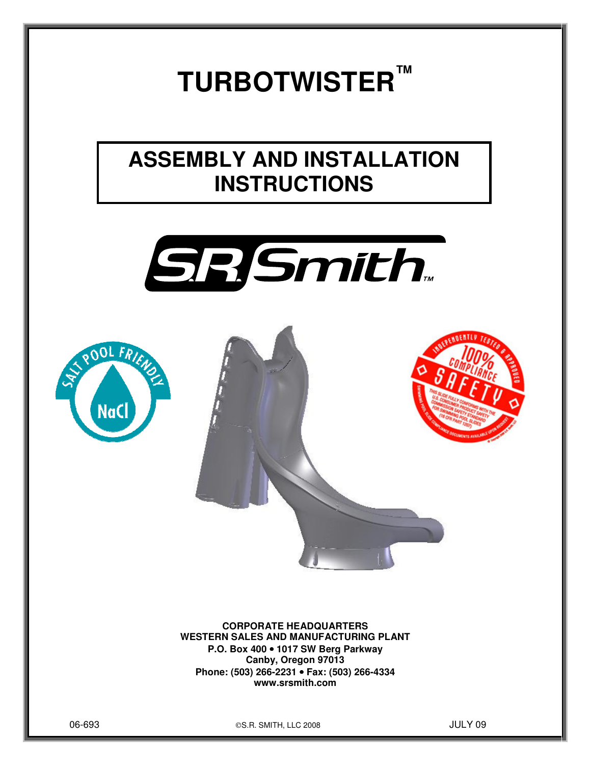# TURBOTWISTER™

## ASSEMBLY AND INSTALLATION INSTRUCTIONS

**CORPORATE HEADQUARTERS**
**WESTERN SALES AND MANUFACTURING PLANT**
**P.O. Box 400 • 1017 SW Berg Parkway**
**Canby, Oregon 97013**
**Phone: (503) 266-2231 • Fax: (503) 266-4334**
**www.srsmith.com**

06-693 ©S.R. SMITH, LLC 2008 JULY 09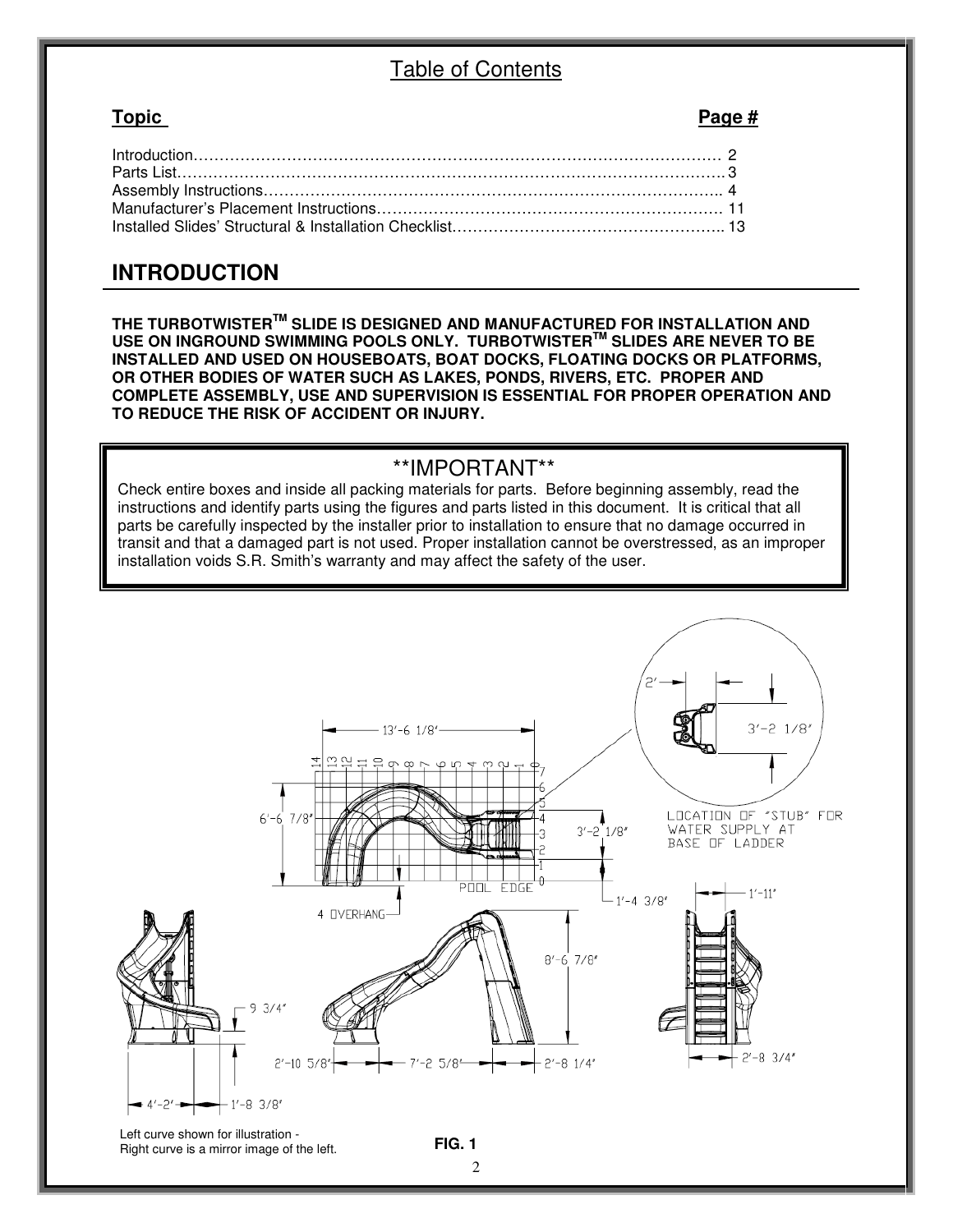# Table of Contents

| **Topic** | **Page #** |
|---|---|
| Introduction | 2 |
| Parts List | 3 |
| Assembly Instructions | 4 |
| Manufacturer's Placement Instructions | 11 |
| Installed Slides' Structural & Installation Checklist | 13 |

## INTRODUCTION

**THE TURBOTWISTER™ SLIDE IS DESIGNED AND MANUFACTURED FOR INSTALLATION AND USE ON INGROUND SWIMMING POOLS ONLY. TURBOTWISTER™ SLIDES ARE NEVER TO BE INSTALLED AND USED ON HOUSEBOATS, BOAT DOCKS, FLOATING DOCKS OR PLATFORMS, OR OTHER BODIES OF WATER SUCH AS LAKES, PONDS, RIVERS, ETC. PROPER AND COMPLETE ASSEMBLY, USE AND SUPERVISION IS ESSENTIAL FOR PROPER OPERATION AND TO REDUCE THE RISK OF ACCIDENT OR INJURY.**

### \*\*IMPORTANT\*\*

Check entire boxes and inside all packing materials for parts. Before beginning assembly, read the instructions and identify parts using the figures and parts listed in this document. It is critical that all parts be carefully inspected by the installer prior to installation to ensure that no damage occurred in transit and that a damaged part is not used. Proper installation cannot be overstressed, as an improper installation voids S.R. Smith's warranty and may affect the safety of the user.

13'-6 1/8"

6'-6 7/8"

3'-2 1/8"

1'-4 3/8"

4 OVERHANG

POOL EDGE

2'

3'-2 1/8"

LOCATION OF "STUB" FOR WATER SUPPLY AT BASE OF LADDER

9 3/4"

4'-2"

1'-8 3/8"

2'-10 5/8"

7'-2 5/8"

2'-8 1/4"

8'-6 7/8"

1'-11"

2'-8 3/4"

Left curve shown for illustration - Right curve is a mirror image of the left.

**FIG. 1**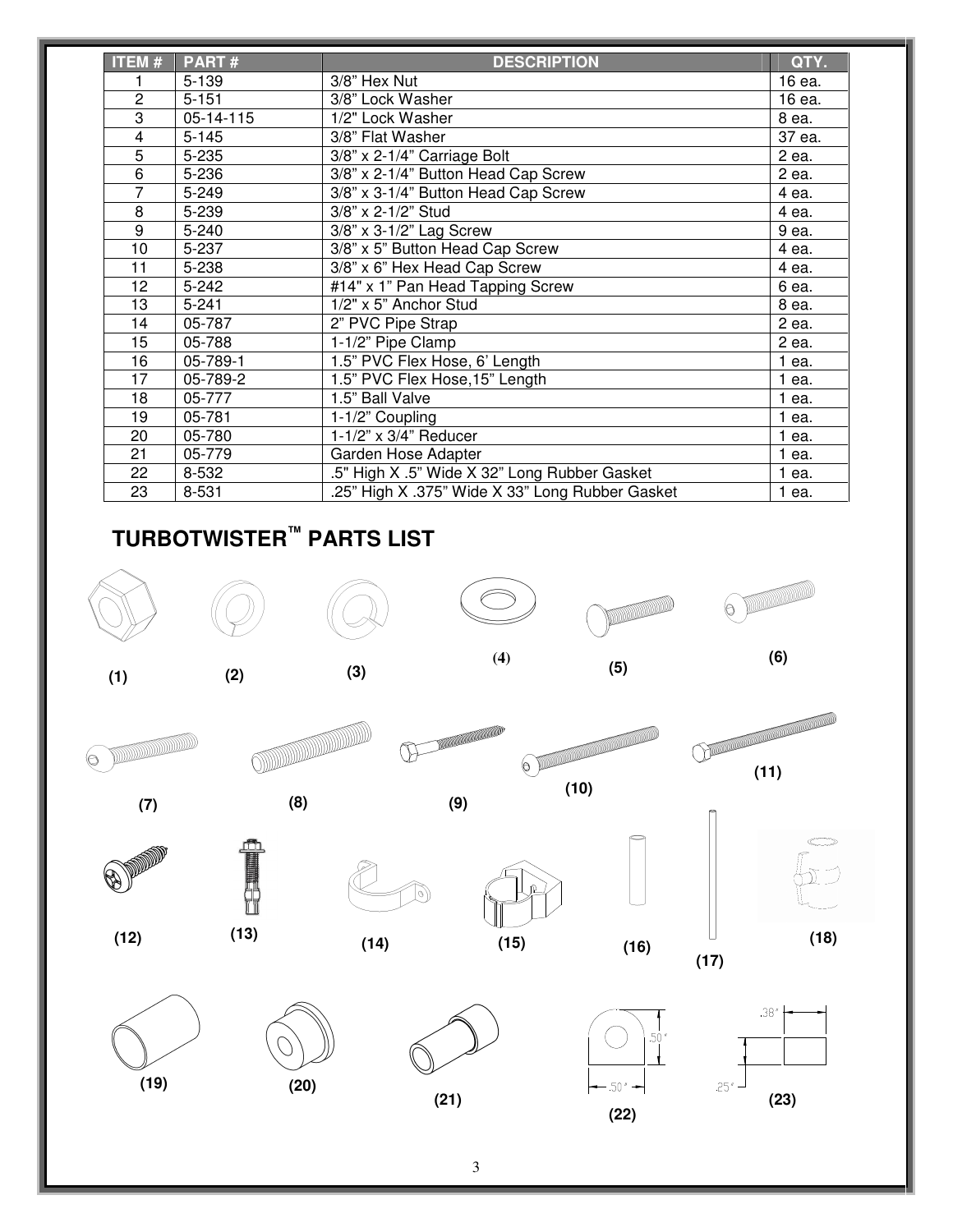| ITEM # | PART # | DESCRIPTION | QTY. |
|---|---|---|---|
| 1 | 5-139 | 3/8" Hex Nut | 16 ea. |
| 2 | 5-151 | 3/8" Lock Washer | 16 ea. |
| 3 | 05-14-115 | 1/2" Lock Washer | 8 ea. |
| 4 | 5-145 | 3/8" Flat Washer | 37 ea. |
| 5 | 5-235 | 3/8" x 2-1/4" Carriage Bolt | 2 ea. |
| 6 | 5-236 | 3/8" x 2-1/4" Button Head Cap Screw | 2 ea. |
| 7 | 5-249 | 3/8" x 3-1/4" Button Head Cap Screw | 4 ea. |
| 8 | 5-239 | 3/8" x 2-1/2" Stud | 4 ea. |
| 9 | 5-240 | 3/8" x 3-1/2" Lag Screw | 9 ea. |
| 10 | 5-237 | 3/8" x 5" Button Head Cap Screw | 4 ea. |
| 11 | 5-238 | 3/8" x 6" Hex Head Cap Screw | 4 ea. |
| 12 | 5-242 | #14" x 1" Pan Head Tapping Screw | 6 ea. |
| 13 | 5-241 | 1/2" x 5" Anchor Stud | 8 ea. |
| 14 | 05-787 | 2" PVC Pipe Strap | 2 ea. |
| 15 | 05-788 | 1-1/2" Pipe Clamp | 2 ea. |
| 16 | 05-789-1 | 1.5" PVC Flex Hose, 6' Length | 1 ea. |
| 17 | 05-789-2 | 1.5" PVC Flex Hose,15" Length | 1 ea. |
| 18 | 05-777 | 1.5" Ball Valve | 1 ea. |
| 19 | 05-781 | 1-1/2" Coupling | 1 ea. |
| 20 | 05-780 | 1-1/2" x 3/4" Reducer | 1 ea. |
| 21 | 05-779 | Garden Hose Adapter | 1 ea. |
| 22 | 8-532 | .5" High X .5" Wide X 32" Long Rubber Gasket | 1 ea. |
| 23 | 8-531 | .25" High X .375" Wide X 33" Long Rubber Gasket | 1 ea. |

## TURBOTWISTER™ PARTS LIST

(1) (2) (3) (4) (5) (6)

(7) (8) (9) (10) (11)

(12) (13) (14) (15) (16) (17) (18)

(19) (20) (21) (22) (23)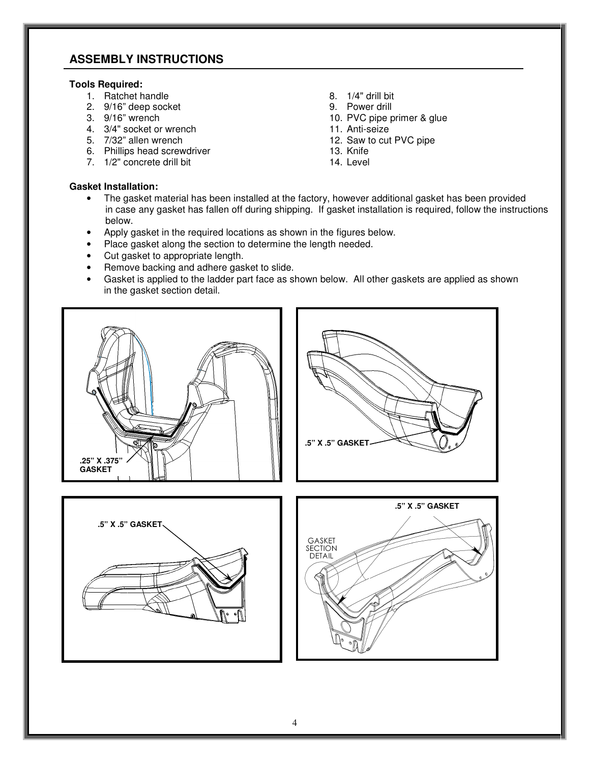## ASSEMBLY INSTRUCTIONS

**Tools Required:**

1. Ratchet handle
2. 9/16" deep socket
3. 9/16" wrench
4. 3/4" socket or wrench
5. 7/32" allen wrench
6. Phillips head screwdriver
7. 1/2" concrete drill bit
8. 1/4" drill bit
9. Power drill
10. PVC pipe primer & glue
11. Anti-seize
12. Saw to cut PVC pipe
13. Knife
14. Level

**Gasket Installation:**

- The gasket material has been installed at the factory, however additional gasket has been provided in case any gasket has fallen off during shipping. If gasket installation is required, follow the instructions below.
- Apply gasket in the required locations as shown in the figures below.
- Place gasket along the section to determine the length needed.
- Cut gasket to appropriate length.
- Remove backing and adhere gasket to slide.
- Gasket is applied to the ladder part face as shown below. All other gaskets are applied as shown in the gasket section detail.

.25" X .375" GASKET

.5" X .5" GASKET

.5" X .5" GASKET

.5" X .5" GASKET

GASKET SECTION DETAIL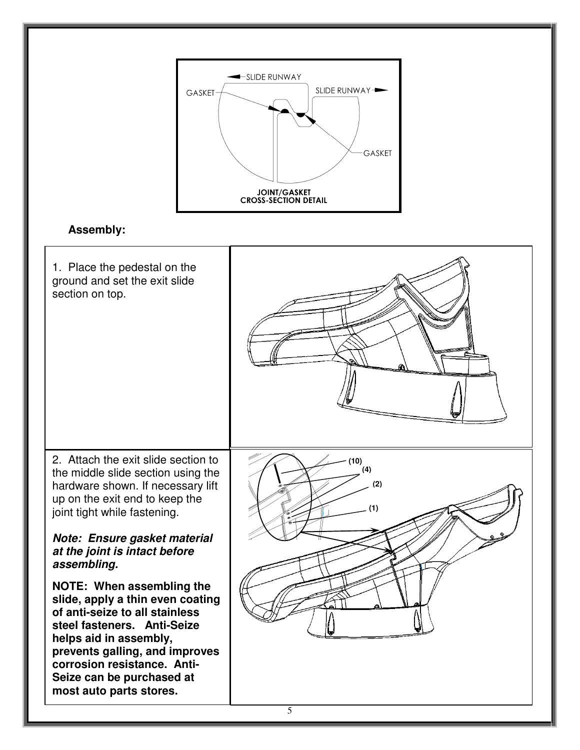GASKET

SLIDE RUNWAY

SLIDE RUNWAY

GASKET

**JOINT/GASKET CROSS-SECTION DETAIL**

**Assembly:**

| | |
|---|---|
| 1. Place the pedestal on the ground and set the exit slide section on top. | |
| 2. Attach the exit slide section to the middle slide section using the hardware shown. If necessary lift up on the exit end to keep the joint tight while fastening.<br><br>***Note: Ensure gasket material at the joint is intact before assembling.***<br><br>**NOTE: When assembling the slide, apply a thin even coating of anti-seize to all stainless steel fasteners. Anti-Seize helps aid in assembly, prevents galling, and improves corrosion resistance. Anti-Seize can be purchased at most auto parts stores.** | (10)<br>(4)<br>(2)<br>(1) |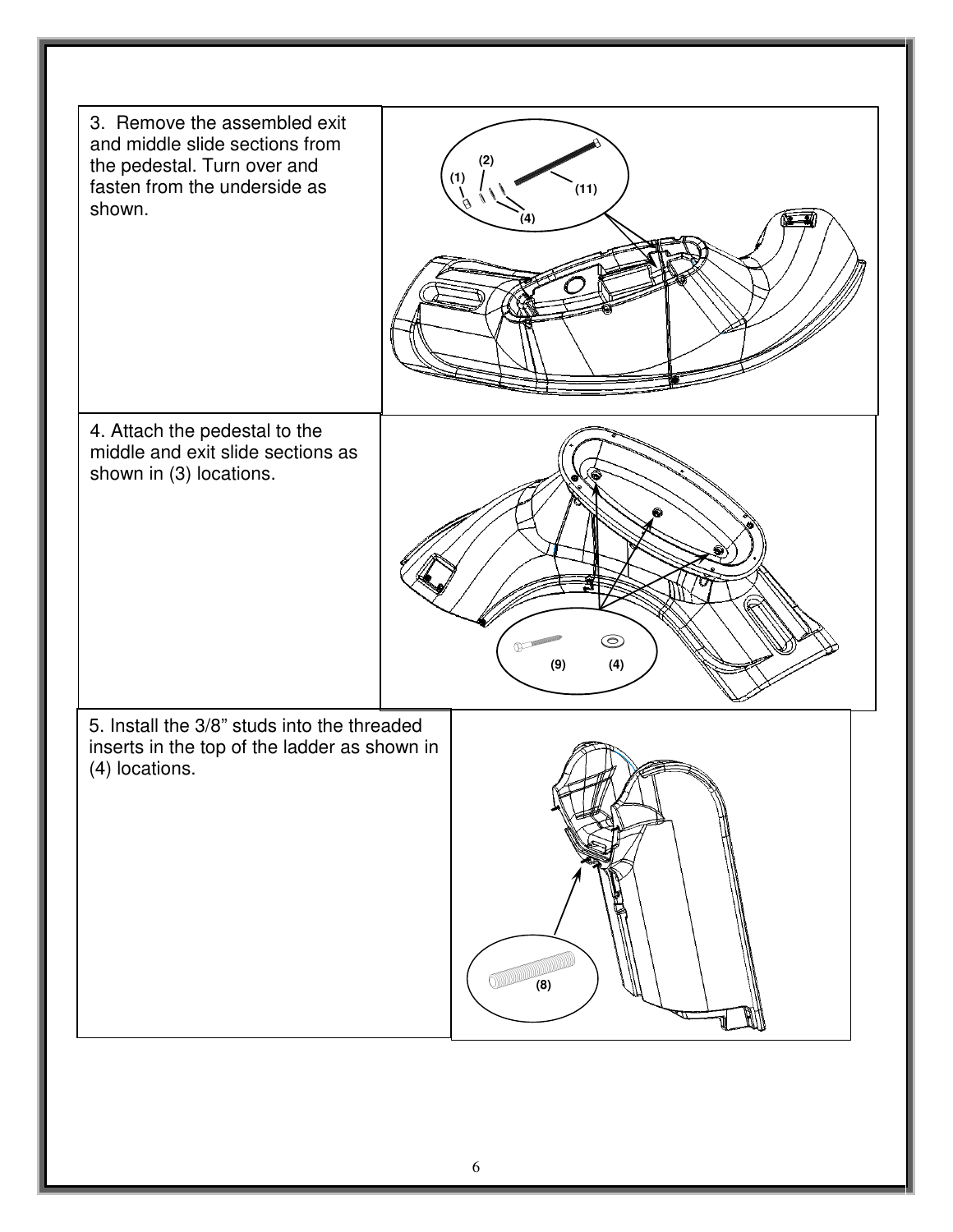3. Remove the assembled exit and middle slide sections from the pedestal. Turn over and fasten from the underside as shown.

(1) (2) (11) (4)

4. Attach the pedestal to the middle and exit slide sections as shown in (3) locations.

(9) (4)

5. Install the 3/8" studs into the threaded inserts in the top of the ladder as shown in (4) locations.

(8)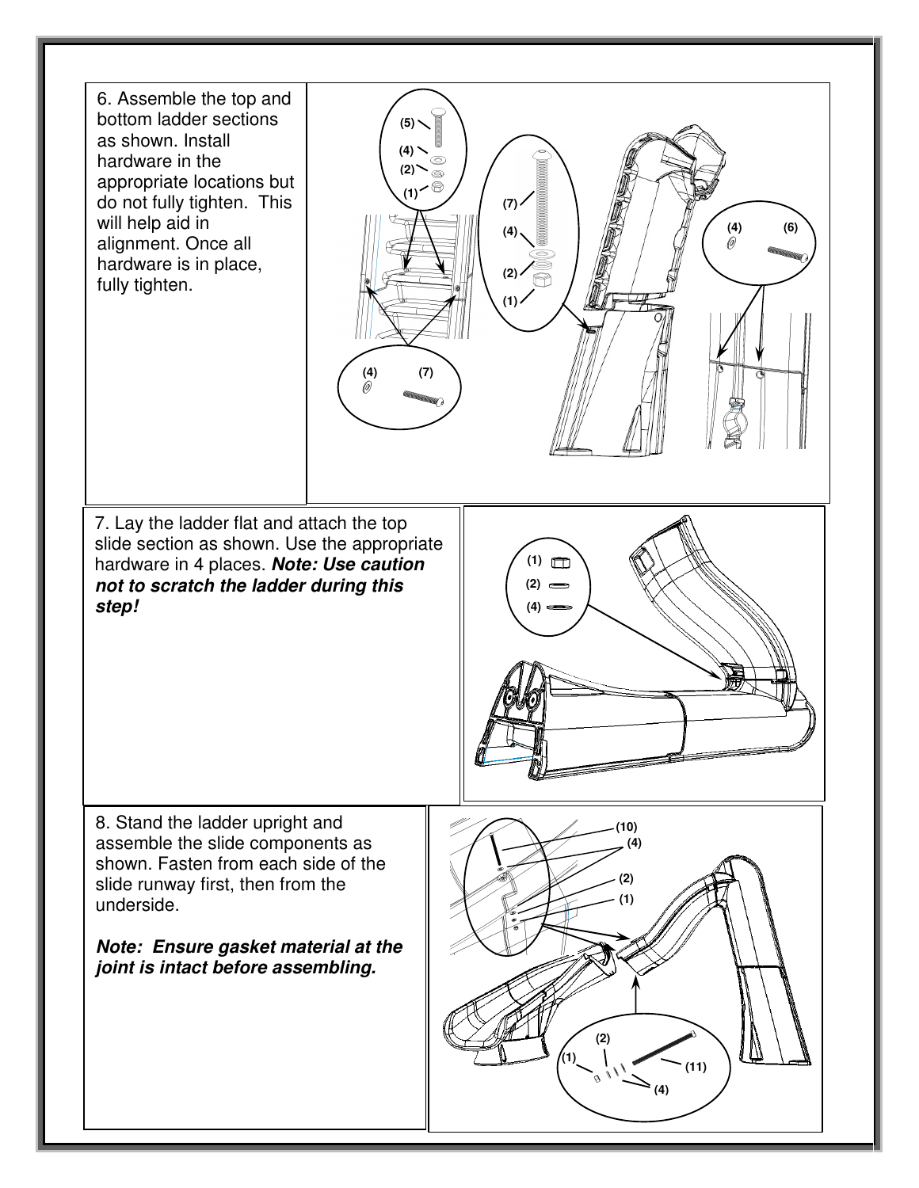6. Assemble the top and bottom ladder sections as shown. Install hardware in the appropriate locations but do not fully tighten. This will help aid in alignment. Once all hardware is in place, fully tighten.

7. Lay the ladder flat and attach the top slide section as shown. Use the appropriate hardware in 4 places. ***Note: Use caution not to scratch the ladder during this step!***

8. Stand the ladder upright and assemble the slide components as shown. Fasten from each side of the slide runway first, then from the underside.

***Note: Ensure gasket material at the joint is intact before assembling.***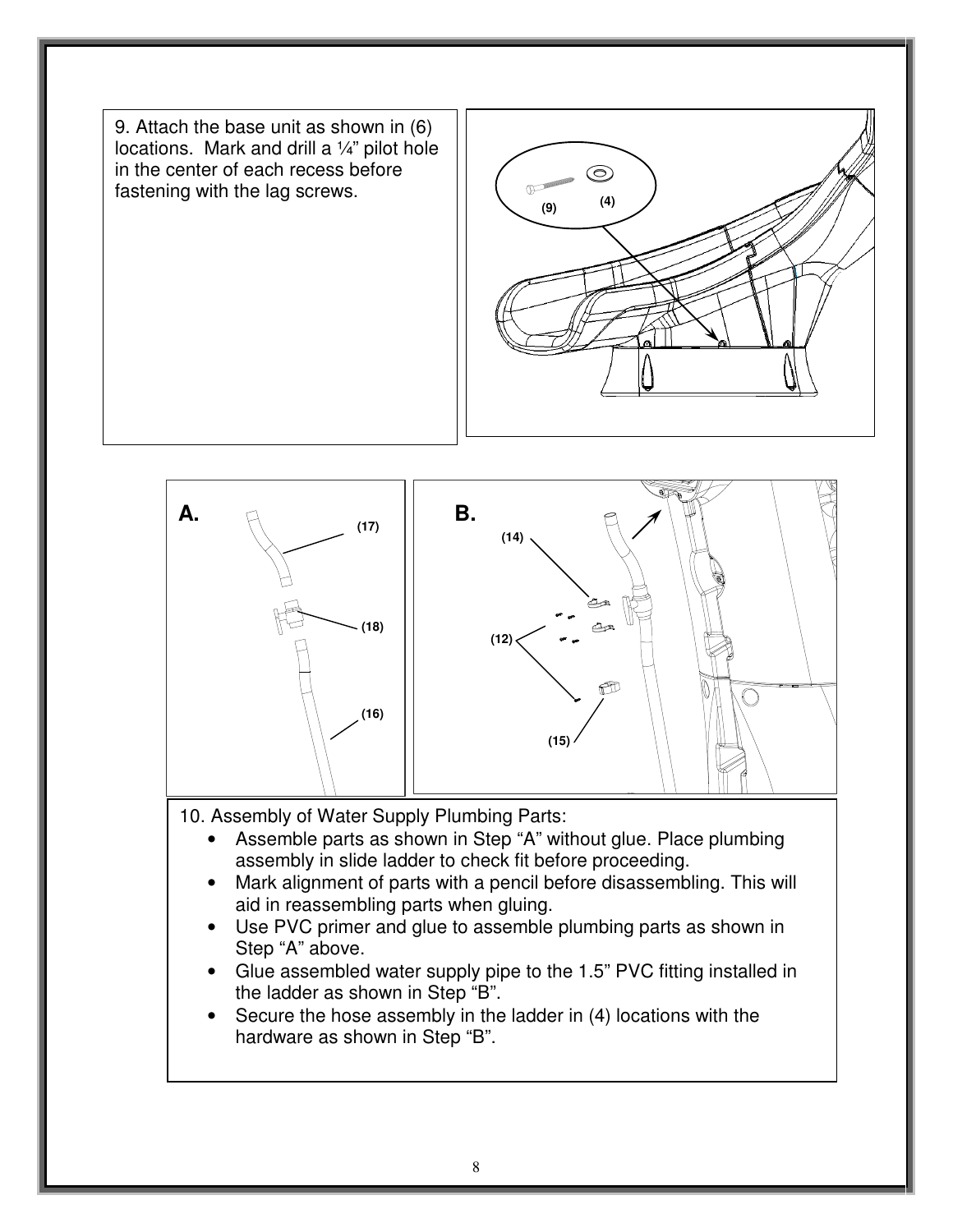9. Attach the base unit as shown in (6) locations. Mark and drill a ¼” pilot hole in the center of each recess before fastening with the lag screws.

10. Assembly of Water Supply Plumbing Parts:

- Assemble parts as shown in Step “A” without glue. Place plumbing assembly in slide ladder to check fit before proceeding.
- Mark alignment of parts with a pencil before disassembling. This will aid in reassembling parts when gluing.
- Use PVC primer and glue to assemble plumbing parts as shown in Step “A” above.
- Glue assembled water supply pipe to the 1.5” PVC fitting installed in the ladder as shown in Step “B”.
- Secure the hose assembly in the ladder in (4) locations with the hardware as shown in Step “B”.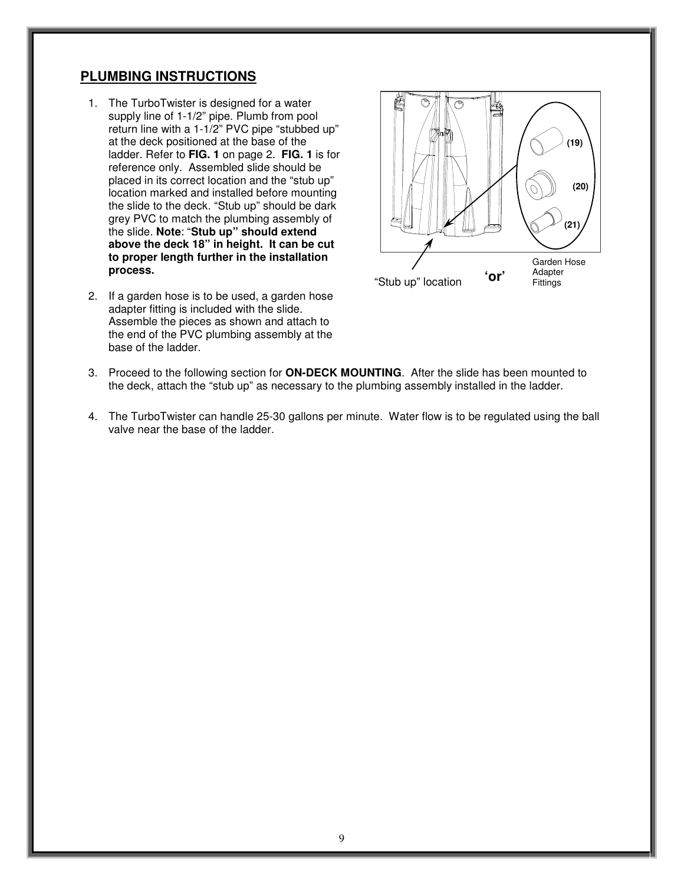## PLUMBING INSTRUCTIONS

1. The TurboTwister is designed for a water supply line of 1-1/2" pipe. Plumb from pool return line with a 1-1/2" PVC pipe "stubbed up" at the deck positioned at the base of the ladder. Refer to **FIG. 1** on page 2. **FIG. 1** is for reference only. Assembled slide should be placed in its correct location and the "stub up" location marked and installed before mounting the slide to the deck. "Stub up" should be dark grey PVC to match the plumbing assembly of the slide. **Note**: "**Stub up" should extend above the deck 18" in height. It can be cut to proper length further in the installation process.**

2. If a garden hose is to be used, a garden hose adapter fitting is included with the slide. Assemble the pieces as shown and attach to the end of the PVC plumbing assembly at the base of the ladder.

"Stub up" location **'or'** Garden Hose Adapter Fittings (19) (20) (21)

3. Proceed to the following section for **ON-DECK MOUNTING**. After the slide has been mounted to the deck, attach the "stub up" as necessary to the plumbing assembly installed in the ladder.

4. The TurboTwister can handle 25-30 gallons per minute. Water flow is to be regulated using the ball valve near the base of the ladder.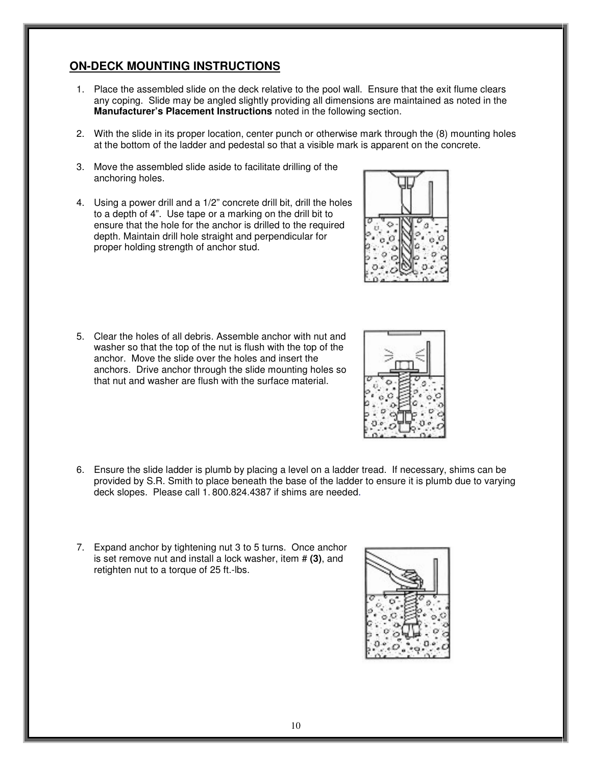## ON-DECK MOUNTING INSTRUCTIONS

1. Place the assembled slide on the deck relative to the pool wall. Ensure that the exit flume clears any coping. Slide may be angled slightly providing all dimensions are maintained as noted in the **Manufacturer's Placement Instructions** noted in the following section.

2. With the slide in its proper location, center punch or otherwise mark through the (8) mounting holes at the bottom of the ladder and pedestal so that a visible mark is apparent on the concrete.

3. Move the assembled slide aside to facilitate drilling of the anchoring holes.

4. Using a power drill and a 1/2" concrete drill bit, drill the holes to a depth of 4". Use tape or a marking on the drill bit to ensure that the hole for the anchor is drilled to the required depth. Maintain drill hole straight and perpendicular for proper holding strength of anchor stud.

5. Clear the holes of all debris. Assemble anchor with nut and washer so that the top of the nut is flush with the top of the anchor. Move the slide over the holes and insert the anchors. Drive anchor through the slide mounting holes so that nut and washer are flush with the surface material.

6. Ensure the slide ladder is plumb by placing a level on a ladder tread. If necessary, shims can be provided by S.R. Smith to place beneath the base of the ladder to ensure it is plumb due to varying deck slopes. Please call 1. 800.824.4387 if shims are needed.

7. Expand anchor by tightening nut 3 to 5 turns. Once anchor is set remove nut and install a lock washer, item # **(3)**, and retighten nut to a torque of 25 ft.-lbs.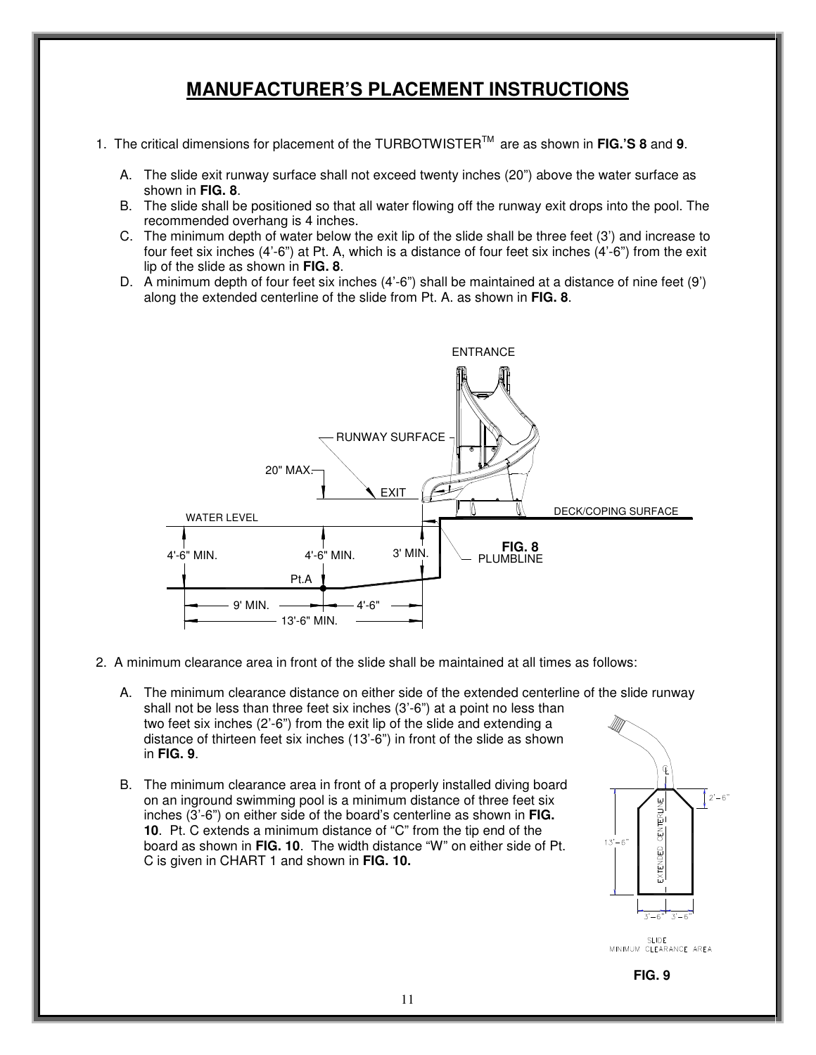# MANUFACTURER'S PLACEMENT INSTRUCTIONS

1. The critical dimensions for placement of the TURBOTWISTER™ are as shown in **FIG.'S 8** and **9**.

   A. The slide exit runway surface shall not exceed twenty inches (20") above the water surface as shown in **FIG. 8**.

   B. The slide shall be positioned so that all water flowing off the runway exit drops into the pool. The recommended overhang is 4 inches.

   C. The minimum depth of water below the exit lip of the slide shall be three feet (3') and increase to four feet six inches (4'-6") at Pt. A, which is a distance of four feet six inches (4'-6") from the exit lip of the slide as shown in **FIG. 8**.

   D. A minimum depth of four feet six inches (4'-6") shall be maintained at a distance of nine feet (9') along the extended centerline of the slide from Pt. A. as shown in **FIG. 8**.

**FIG. 8**

2. A minimum clearance area in front of the slide shall be maintained at all times as follows:

   A. The minimum clearance distance on either side of the extended centerline of the slide runway shall not be less than three feet six inches (3'-6") at a point no less than two feet six inches (2'-6") from the exit lip of the slide and extending a distance of thirteen feet six inches (13'-6") in front of the slide as shown in **FIG. 9**.

   B. The minimum clearance area in front of a properly installed diving board on an inground swimming pool is a minimum distance of three feet six inches (3'-6") on either side of the board's centerline as shown in **FIG. 10**. Pt. C extends a minimum distance of "C" from the tip end of the board as shown in **FIG. 10**. The width distance "W" on either side of Pt. C is given in CHART 1 and shown in **FIG. 10.**

SLIDE MINIMUM CLEARANCE AREA

**FIG. 9**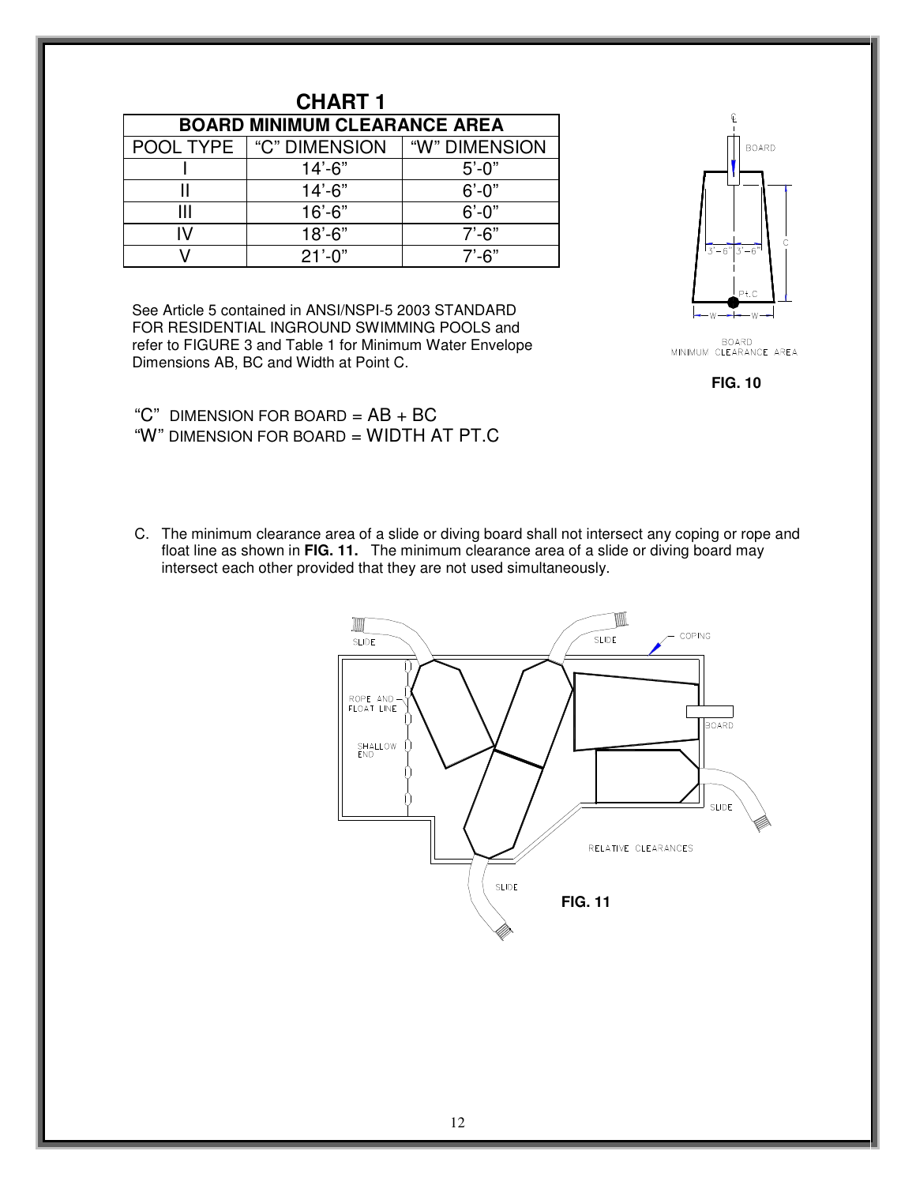## CHART 1

| BOARD MINIMUM CLEARANCE AREA | | |
|---|---|---|
| POOL TYPE | "C" DIMENSION | "W" DIMENSION |
| I | 14'-6" | 5'-0" |
| II | 14'-6" | 6'-0" |
| III | 16'-6" | 6'-0" |
| IV | 18'-6" | 7'-6" |
| V | 21'-0" | 7'-6" |

See Article 5 contained in ANSI/NSPI-5 2003 STANDARD FOR RESIDENTIAL INGROUND SWIMMING POOLS and refer to FIGURE 3 and Table 1 for Minimum Water Envelope Dimensions AB, BC and Width at Point C.

BOARD MINIMUM CLEARANCE AREA

**FIG. 10**

"C" DIMENSION FOR BOARD = AB + BC
"W" DIMENSION FOR BOARD = WIDTH AT PT.C

C. The minimum clearance area of a slide or diving board shall not intersect any coping or rope and float line as shown in **FIG. 11.** The minimum clearance area of a slide or diving board may intersect each other provided that they are not used simultaneously.

RELATIVE CLEARANCES

**FIG. 11**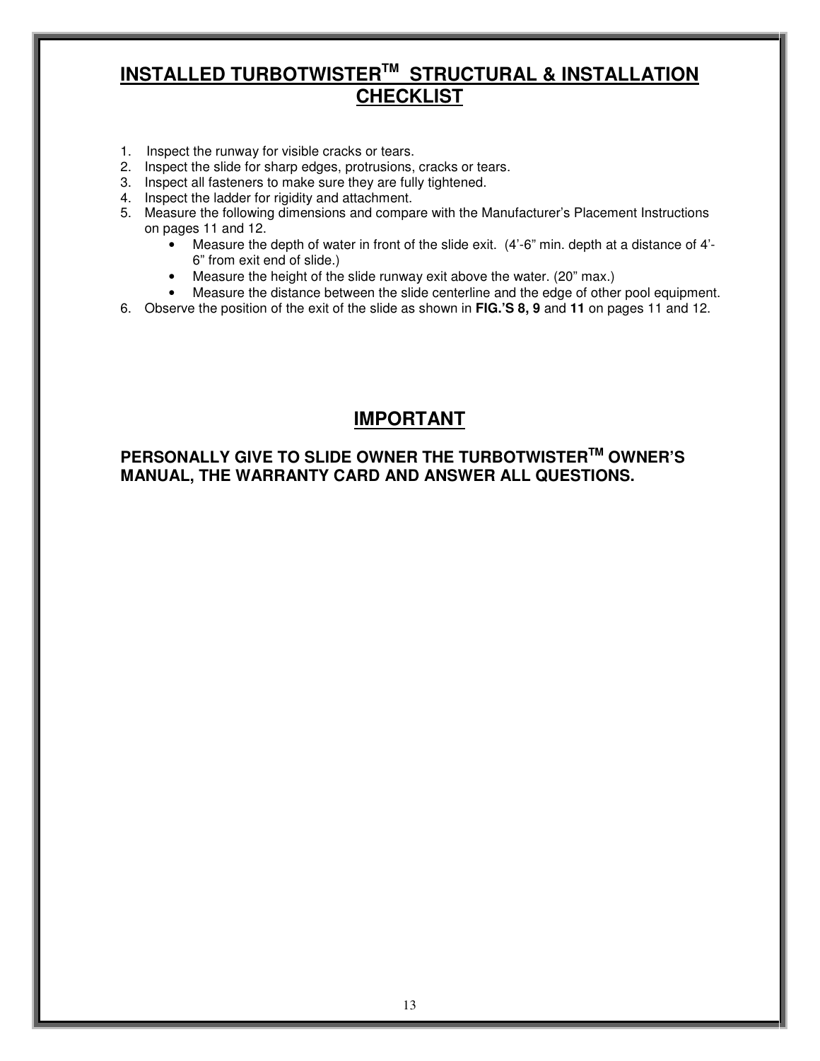# INSTALLED TURBOTWISTER[TM] STRUCTURAL & INSTALLATION CHECKLIST

1. Inspect the runway for visible cracks or tears.
2. Inspect the slide for sharp edges, protrusions, cracks or tears.
3. Inspect all fasteners to make sure they are fully tightened.
4. Inspect the ladder for rigidity and attachment.
5. Measure the following dimensions and compare with the Manufacturer's Placement Instructions on pages 11 and 12.
   - Measure the depth of water in front of the slide exit. (4'-6" min. depth at a distance of 4'-6" from exit end of slide.)
   - Measure the height of the slide runway exit above the water. (20" max.)
   - Measure the distance between the slide centerline and the edge of other pool equipment.
6. Observe the position of the exit of the slide as shown in **FIG.'S 8, 9** and **11** on pages 11 and 12.

## IMPORTANT

**PERSONALLY GIVE TO SLIDE OWNER THE TURBOTWISTER[TM] OWNER'S MANUAL, THE WARRANTY CARD AND ANSWER ALL QUESTIONS.**